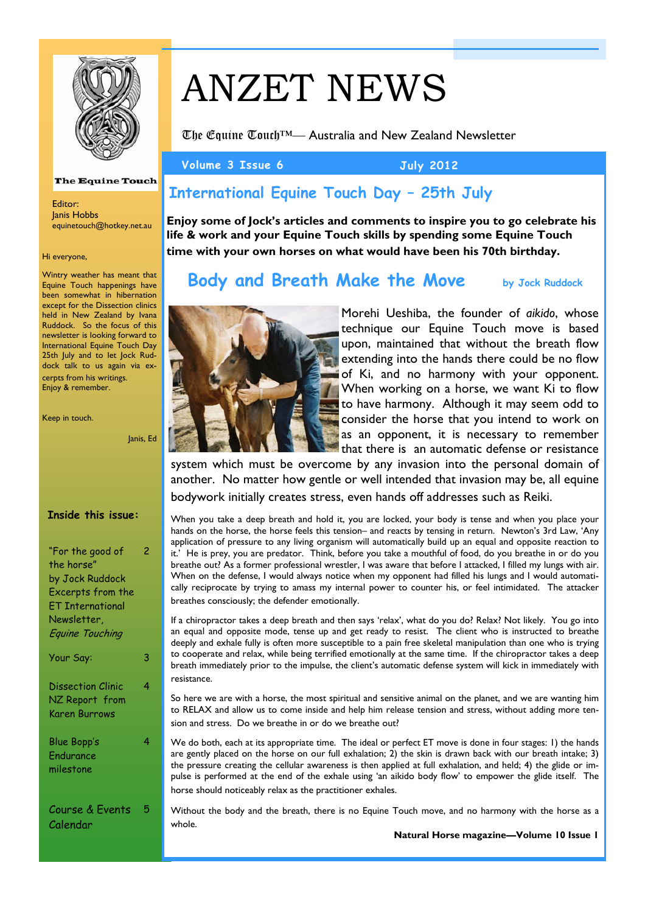# ANZET NEWS

The Equine Touch™— Australia and New Zealand Newsletter

**Volume 3 Issue 6** **July 2012**

The Equine Touch

Editor:
Janis Hobbs
equinetouch@hotkey.net.au

Hi everyone,

Wintry weather has meant that Equine Touch happenings have been somewhat in hibernation except for the Dissection clinics held in New Zealand by Ivana Ruddock. So the focus of this newsletter is looking forward to International Equine Touch Day 25th July and to let Jock Ruddock talk to us again via excerpts from his writings.
Enjoy & remember.

Keep in touch.

Janis, Ed

### Inside this issue:

| | |
|---|---|
| "For the good of the horse" by Jock Ruddock Excerpts from the ET International Newsletter, *Equine Touching* | 2 |
| Your Say: | 3 |
| Dissection Clinic NZ Report from Karen Burrows | 4 |
| Blue Bopp's Endurance milestone | 4 |
| Course & Events Calendar | 5 |

## International Equine Touch Day – 25th July

**Enjoy some of Jock's articles and comments to inspire you to go celebrate his life & work and your Equine Touch skills by spending some Equine Touch time with your own horses on what would have been his 70th birthday.**

## Body and Breath Make the Move

**by Jock Ruddock**

Morehi Ueshiba, the founder of *aikido*, whose technique our Equine Touch move is based upon, maintained that without the breath flow extending into the hands there could be no flow of Ki, and no harmony with your opponent. When working on a horse, we want Ki to flow to have harmony. Although it may seem odd to consider the horse that you intend to work on as an opponent, it is necessary to remember that there is an automatic defense or resistance system which must be overcome by any invasion into the personal domain of another. No matter how gentle or well intended that invasion may be, all equine bodywork initially creates stress, even hands off addresses such as Reiki.

When you take a deep breath and hold it, you are locked, your body is tense and when you place your hands on the horse, the horse feels this tension– and reacts by tensing in return. Newton's 3rd Law, 'Any application of pressure to any living organism will automatically build up an equal and opposite reaction to it.' He is prey, you are predator. Think, before you take a mouthful of food, do you breathe in or do you breathe out? As a former professional wrestler, I was aware that before I attacked, I filled my lungs with air. When on the defense, I would always notice when my opponent had filled his lungs and I would automatically reciprocate by trying to amass my internal power to counter his, or feel intimidated. The attacker breathes consciously; the defender emotionally.

If a chiropractor takes a deep breath and then says 'relax', what do you do? Relax? Not likely. You go into an equal and opposite mode, tense up and get ready to resist. The client who is instructed to breathe deeply and exhale fully is often more susceptible to a pain free skeletal manipulation than one who is trying to cooperate and relax, while being terrified emotionally at the same time. If the chiropractor takes a deep breath immediately prior to the impulse, the client's automatic defense system will kick in immediately with resistance.

So here we are with a horse, the most spiritual and sensitive animal on the planet, and we are wanting him to RELAX and allow us to come inside and help him release tension and stress, without adding more tension and stress. Do we breathe in or do we breathe out?

We do both, each at its appropriate time. The ideal or perfect ET move is done in four stages: 1) the hands are gently placed on the horse on our full exhalation; 2) the skin is drawn back with our breath intake; 3) the pressure creating the cellular awareness is then applied at full exhalation, and held; 4) the glide or impulse is performed at the end of the exhale using 'an aikido body flow' to empower the glide itself. The horse should noticeably relax as the practitioner exhales.

Without the body and the breath, there is no Equine Touch move, and no harmony with the horse as a whole.

**Natural Horse magazine—Volume 10 Issue 1**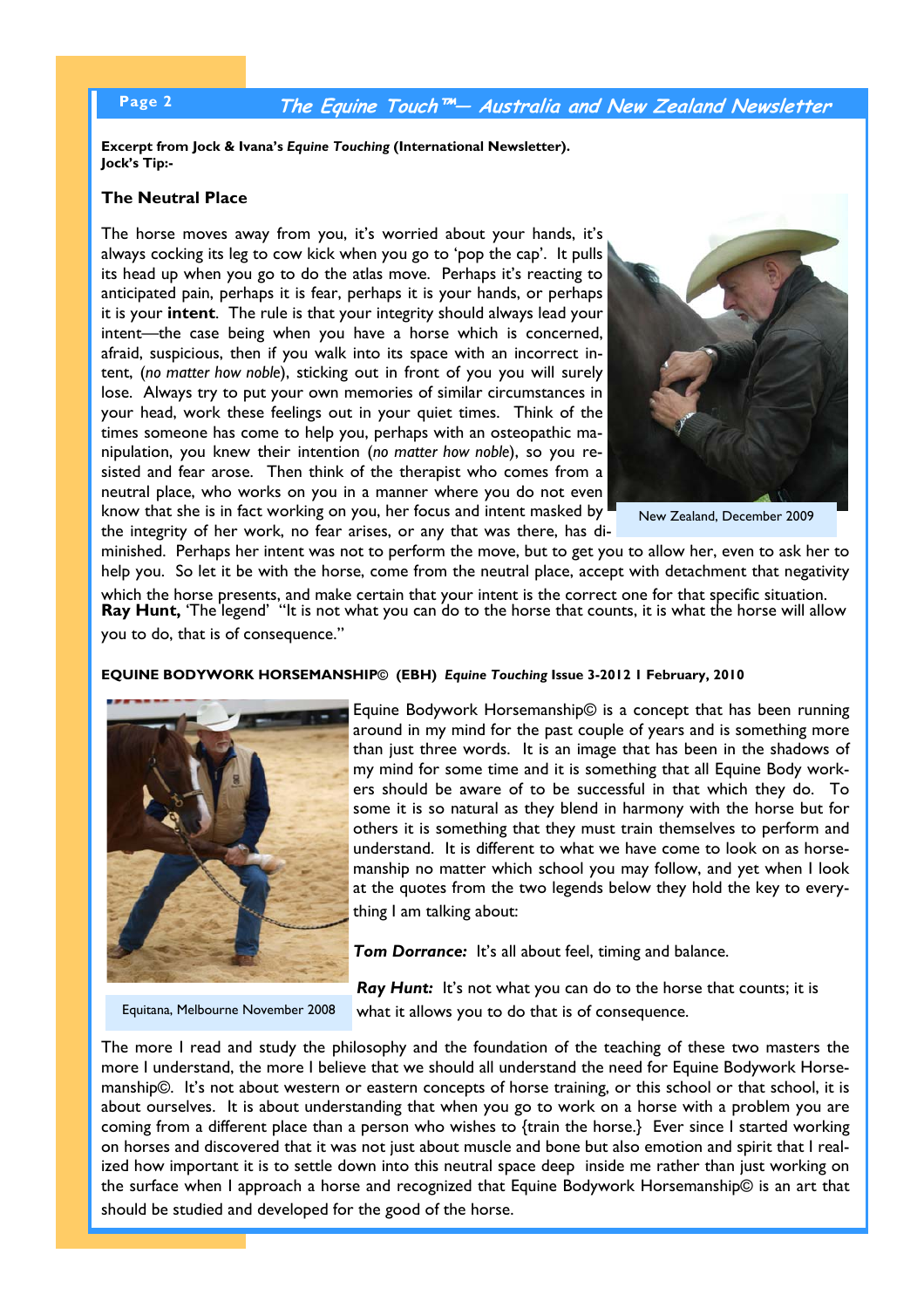**Excerpt from Jock & Ivana's *Equine Touching* (International Newsletter).**
**Jock's Tip:-**

## The Neutral Place

The horse moves away from you, it's worried about your hands, it's always cocking its leg to cow kick when you go to 'pop the cap'. It pulls its head up when you go to do the atlas move. Perhaps it's reacting to anticipated pain, perhaps it is fear, perhaps it is your hands, or perhaps it is your **intent**. The rule is that your integrity should always lead your intent—the case being when you have a horse which is concerned, afraid, suspicious, then if you walk into its space with an incorrect intent, (*no matter how noble*), sticking out in front of you you will surely lose. Always try to put your own memories of similar circumstances in your head, work these feelings out in your quiet times. Think of the times someone has come to help you, perhaps with an osteopathic manipulation, you knew their intention (*no matter how noble*), so you resisted and fear arose. Then think of the therapist who comes from a neutral place, who works on you in a manner where you do not even know that she is in fact working on you, her focus and intent masked by the integrity of her work, no fear arises, or any that was there, has diminished. Perhaps her intent was not to perform the move, but to get you to allow her, even to ask her to help you. So let it be with the horse, come from the neutral place, accept with detachment that negativity which the horse presents, and make certain that your intent is the correct one for that specific situation.

New Zealand, December 2009

**Ray Hunt,** 'The legend' "It is not what you can do to the horse that counts, it is what the horse will allow you to do, that is of consequence."

**EQUINE BODYWORK HORSEMANSHIP© (EBH)** ***Equine Touching*** **Issue 3-2012 1 February, 2010**

Equine Bodywork Horsemanship© is a concept that has been running around in my mind for the past couple of years and is something more than just three words. It is an image that has been in the shadows of my mind for some time and it is something that all Equine Body workers should be aware of to be successful in that which they do. To some it is so natural as they blend in harmony with the horse but for others it is something that they must train themselves to perform and understand. It is different to what we have come to look on as horsemanship no matter which school you may follow, and yet when I look at the quotes from the two legends below they hold the key to everything I am talking about:

***Tom Dorrance:*** It's all about feel, timing and balance.

***Ray Hunt:*** It's not what you can do to the horse that counts; it is what it allows you to do that is of consequence.

Equitana, Melbourne November 2008

The more I read and study the philosophy and the foundation of the teaching of these two masters the more I understand, the more I believe that we should all understand the need for Equine Bodywork Horsemanship©. It's not about western or eastern concepts of horse training, or this school or that school, it is about ourselves. It is about understanding that when you go to work on a horse with a problem you are coming from a different place than a person who wishes to {train the horse.} Ever since I started working on horses and discovered that it was not just about muscle and bone but also emotion and spirit that I realized how important it is to settle down into this neutral space deep inside me rather than just working on the surface when I approach a horse and recognized that Equine Bodywork Horsemanship© is an art that should be studied and developed for the good of the horse.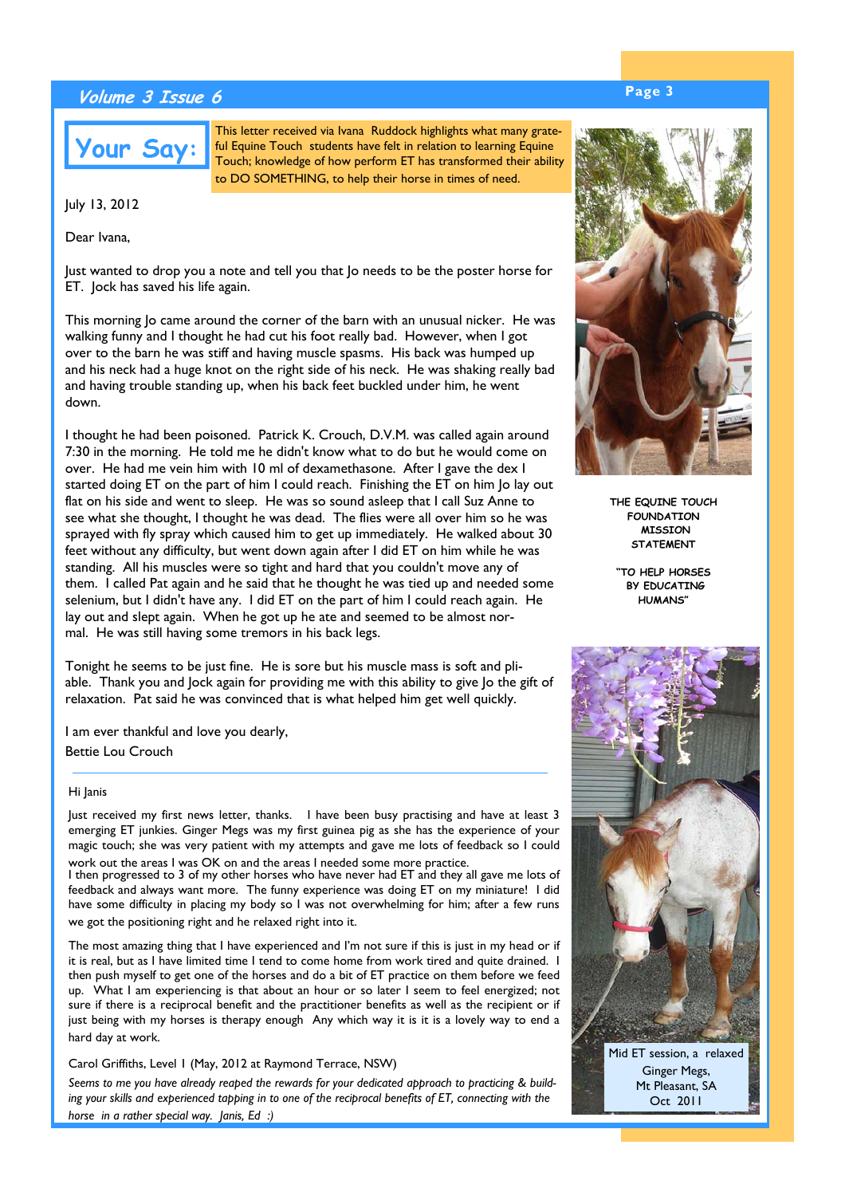## Your Say:

This letter received via Ivana Ruddock highlights what many grateful Equine Touch students have felt in relation to learning Equine Touch; knowledge of how perform ET has transformed their ability to DO SOMETHING, to help their horse in times of need.

July 13, 2012

Dear Ivana,

Just wanted to drop you a note and tell you that Jo needs to be the poster horse for ET. Jock has saved his life again.

This morning Jo came around the corner of the barn with an unusual nicker. He was walking funny and I thought he had cut his foot really bad. However, when I got over to the barn he was stiff and having muscle spasms. His back was humped up and his neck had a huge knot on the right side of his neck. He was shaking really bad and having trouble standing up, when his back feet buckled under him, he went down.

I thought he had been poisoned. Patrick K. Crouch, D.V.M. was called again around 7:30 in the morning. He told me he didn't know what to do but he would come on over. He had me vein him with 10 ml of dexamethasone. After I gave the dex I started doing ET on the part of him I could reach. Finishing the ET on him Jo lay out flat on his side and went to sleep. He was so sound asleep that I call Suz Anne to see what she thought, I thought he was dead. The flies were all over him so he was sprayed with fly spray which caused him to get up immediately. He walked about 30 feet without any difficulty, but went down again after I did ET on him while he was standing. All his muscles were so tight and hard that you couldn't move any of them. I called Pat again and he said that he thought he was tied up and needed some selenium, but I didn't have any. I did ET on the part of him I could reach again. He lay out and slept again. When he got up he ate and seemed to be almost normal. He was still having some tremors in his back legs.

Tonight he seems to be just fine. He is sore but his muscle mass is soft and pliable. Thank you and Jock again for providing me with this ability to give Jo the gift of relaxation. Pat said he was convinced that is what helped him get well quickly.

I am ever thankful and love you dearly,
Bettie Lou Crouch

---

Hi Janis

Just received my first news letter, thanks. I have been busy practising and have at least 3 emerging ET junkies. Ginger Megs was my first guinea pig as she has the experience of your magic touch; she was very patient with my attempts and gave me lots of feedback so I could work out the areas I was OK on and the areas I needed some more practice.
I then progressed to 3 of my other horses who have never had ET and they all gave me lots of feedback and always want more. The funny experience was doing ET on my miniature! I did have some difficulty in placing my body so I was not overwhelming for him; after a few runs we got the positioning right and he relaxed right into it.

The most amazing thing that I have experienced and I'm not sure if this is just in my head or if it is real, but as I have limited time I tend to come home from work tired and quite drained. I then push myself to get one of the horses and do a bit of ET practice on them before we feed up. What I am experiencing is that about an hour or so later I seem to feel energized; not sure if there is a reciprocal benefit and the practitioner benefits as well as the recipient or if just being with my horses is therapy enough Any which way it is it is a lovely way to end a hard day at work.

Carol Griffiths, Level I (May, 2012 at Raymond Terrace, NSW)

*Seems to me you have already reaped the rewards for your dedicated approach to practicing & building your skills and experienced tapping in to one of the reciprocal benefits of ET, connecting with the horse in a rather special way. Janis, Ed :)*

THE EQUINE TOUCH FOUNDATION MISSION STATEMENT

"TO HELP HORSES BY EDUCATING HUMANS"

Mid ET session, a relaxed Ginger Megs, Mt Pleasant, SA Oct 2011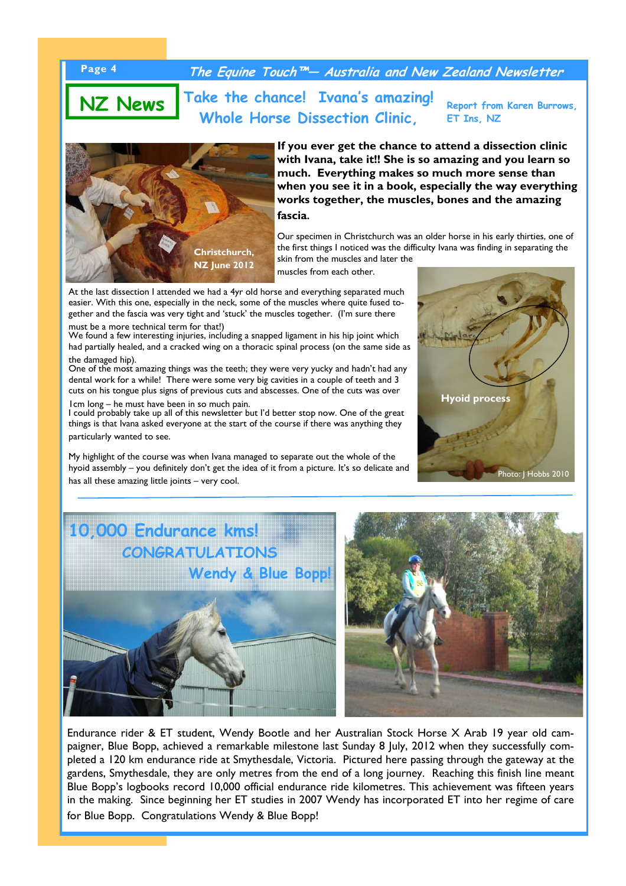## NZ News

## Take the chance! Ivana's amazing! Whole Horse Dissection Clinic,

Report from Karen Burrows, ET Ins, NZ

Christchurch, NZ June 2012

**If you ever get the chance to attend a dissection clinic with Ivana, take it!! She is so amazing and you learn so much. Everything makes so much more sense than when you see it in a book, especially the way everything works together, the muscles, bones and the amazing fascia.**

Our specimen in Christchurch was an older horse in his early thirties, one of the first things I noticed was the difficulty Ivana was finding in separating the skin from the muscles and later the muscles from each other.

At the last dissection I attended we had a 4yr old horse and everything separated much easier. With this one, especially in the neck, some of the muscles where quite fused together and the fascia was very tight and 'stuck' the muscles together. (I'm sure there must be a more technical term for that!)

We found a few interesting injuries, including a snapped ligament in his hip joint which had partially healed, and a cracked wing on a thoracic spinal process (on the same side as the damaged hip).

One of the most amazing things was the teeth; they were very yucky and hadn't had any dental work for a while! There were some very big cavities in a couple of teeth and 3 cuts on his tongue plus signs of previous cuts and abscesses. One of the cuts was over 1cm long – he must have been in so much pain.

I could probably take up all of this newsletter but I'd better stop now. One of the great things is that Ivana asked everyone at the start of the course if there was anything they particularly wanted to see.

My highlight of the course was when Ivana managed to separate out the whole of the hyoid assembly – you definitely don't get the idea of it from a picture. It's so delicate and has all these amazing little joints – very cool.

Hyoid process

Photo: J Hobbs 2010

## 10,000 Endurance kms!

## CONGRATULATIONS

## Wendy & Blue Bopp!

Endurance rider & ET student, Wendy Bootle and her Australian Stock Horse X Arab 19 year old campaigner, Blue Bopp, achieved a remarkable milestone last Sunday 8 July, 2012 when they successfully completed a 120 km endurance ride at Smythesdale, Victoria. Pictured here passing through the gateway at the gardens, Smythesdale, they are only metres from the end of a long journey. Reaching this finish line meant Blue Bopp's logbooks record 10,000 official endurance ride kilometres. This achievement was fifteen years in the making. Since beginning her ET studies in 2007 Wendy has incorporated ET into her regime of care for Blue Bopp. Congratulations Wendy & Blue Bopp!